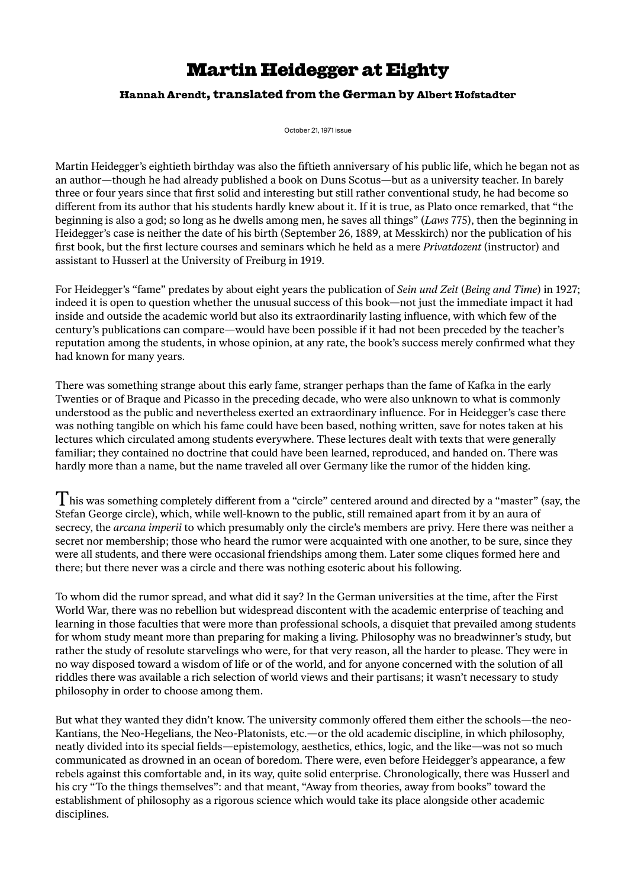# Martin Heidegger at Eighty

**Hannah Arendt, translated from the German by Albert Hofstadter**

October 21, 1971 issue

Martin Heidegger's eightieth birthday was also the fiftieth anniversary of his public life, which he began not as an author—though he had already published a book on Duns Scotus—but as a university teacher. In barely three or four years since that first solid and interesting but still rather conventional study, he had become so different from its author that his students hardly knew about it. If it is true, as Plato once remarked, that "the beginning is also a god; so long as he dwells among men, he saves all things" (*Laws* 775), then the beginning in Heidegger's case is neither the date of his birth (September 26, 1889, at Messkirch) nor the publication of his first book, but the first lecture courses and seminars which he held as a mere *Privatdozent* (instructor) and assistant to Husserl at the University of Freiburg in 1919.

For Heidegger's "fame" predates by about eight years the publication of *Sein und Zeit* (*Being and Time*) in 1927; indeed it is open to question whether the unusual success of this book—not just the immediate impact it had inside and outside the academic world but also its extraordinarily lasting influence, with which few of the century's publications can compare—would have been possible if it had not been preceded by the teacher's reputation among the students, in whose opinion, at any rate, the book's success merely confirmed what they had known for many years.

There was something strange about this early fame, stranger perhaps than the fame of Kafka in the early Twenties or of Braque and Picasso in the preceding decade, who were also unknown to what is commonly understood as the public and nevertheless exerted an extraordinary influence. For in Heidegger's case there was nothing tangible on which his fame could have been based, nothing written, save for notes taken at his lectures which circulated among students everywhere. These lectures dealt with texts that were generally familiar; they contained no doctrine that could have been learned, reproduced, and handed on. There was hardly more than a name, but the name traveled all over Germany like the rumor of the hidden king.

This was something completely different from a "circle" centered around and directed by a "master" (say, the Stefan George circle), which, while well-known to the public, still remained apart from it by an aura of secrecy, the *arcana imperii* to which presumably only the circle's members are privy. Here there was neither a secret nor membership; those who heard the rumor were acquainted with one another, to be sure, since they were all students, and there were occasional friendships among them. Later some cliques formed here and there; but there never was a circle and there was nothing esoteric about his following.

To whom did the rumor spread, and what did it say? In the German universities at the time, after the First World War, there was no rebellion but widespread discontent with the academic enterprise of teaching and learning in those faculties that were more than professional schools, a disquiet that prevailed among students for whom study meant more than preparing for making a living. Philosophy was no breadwinner's study, but rather the study of resolute starvelings who were, for that very reason, all the harder to please. They were in no way disposed toward a wisdom of life or of the world, and for anyone concerned with the solution of all riddles there was available a rich selection of world views and their partisans; it wasn't necessary to study philosophy in order to choose among them.

But what they wanted they didn't know. The university commonly offered them either the schools—the neo-Kantians, the Neo-Hegelians, the Neo-Platonists, etc.—or the old academic discipline, in which philosophy, neatly divided into its special fields—epistemology, aesthetics, ethics, logic, and the like—was not so much communicated as drowned in an ocean of boredom. There were, even before Heidegger's appearance, a few rebels against this comfortable and, in its way, quite solid enterprise. Chronologically, there was Husserl and his cry "To the things themselves": and that meant, "Away from theories, away from books" toward the establishment of philosophy as a rigorous science which would take its place alongside other academic disciplines.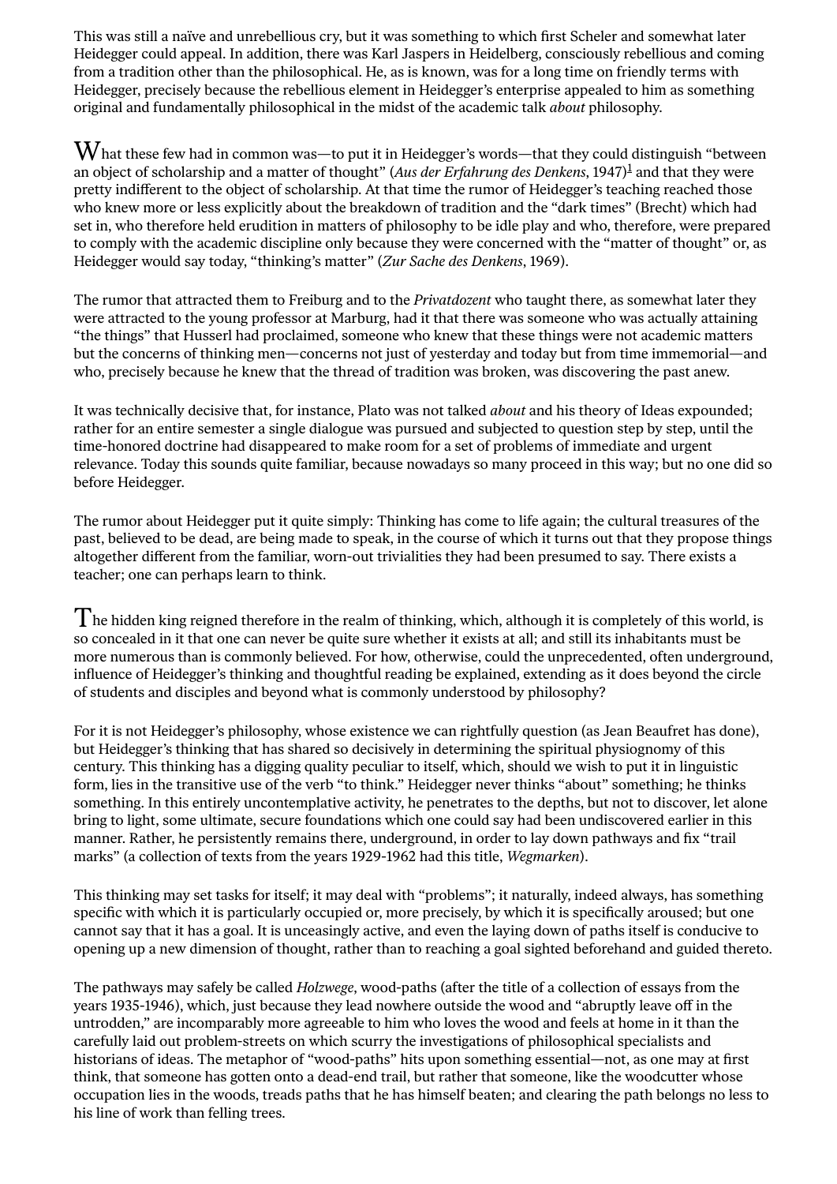This was still a naïve and unrebellious cry, but it was something to which first Scheler and somewhat later Heidegger could appeal. In addition, there was Karl Jaspers in Heidelberg, consciously rebellious and coming from a tradition other than the philosophical. He, as is known, was for a long time on friendly terms with Heidegger, precisely because the rebellious element in Heidegger's enterprise appealed to him as something original and fundamentally philosophical in the midst of the academic talk *about* philosophy.

What these few had in common was—to put it in Heidegger's words—that they could distinguish "between an object of scholarship and a matter of thought" (*Aus der Erfahrung des Denkens*, 1947)[1] and that they were pretty indifferent to the object of scholarship. At that time the rumor of Heidegger's teaching reached those who knew more or less explicitly about the breakdown of tradition and the "dark times" (Brecht) which had set in, who therefore held erudition in matters of philosophy to be idle play and who, therefore, were prepared to comply with the academic discipline only because they were concerned with the "matter of thought" or, as Heidegger would say today, "thinking's matter" (*Zur Sache des Denkens*, 1969).

The rumor that attracted them to Freiburg and to the *Privatdozent* who taught there, as somewhat later they were attracted to the young professor at Marburg, had it that there was someone who was actually attaining "the things" that Husserl had proclaimed, someone who knew that these things were not academic matters but the concerns of thinking men—concerns not just of yesterday and today but from time immemorial—and who, precisely because he knew that the thread of tradition was broken, was discovering the past anew.

It was technically decisive that, for instance, Plato was not talked *about* and his theory of Ideas expounded; rather for an entire semester a single dialogue was pursued and subjected to question step by step, until the time-honored doctrine had disappeared to make room for a set of problems of immediate and urgent relevance. Today this sounds quite familiar, because nowadays so many proceed in this way; but no one did so before Heidegger.

The rumor about Heidegger put it quite simply: Thinking has come to life again; the cultural treasures of the past, believed to be dead, are being made to speak, in the course of which it turns out that they propose things altogether different from the familiar, worn-out trivialities they had been presumed to say. There exists a teacher; one can perhaps learn to think.

The hidden king reigned therefore in the realm of thinking, which, although it is completely of this world, is so concealed in it that one can never be quite sure whether it exists at all; and still its inhabitants must be more numerous than is commonly believed. For how, otherwise, could the unprecedented, often underground, influence of Heidegger's thinking and thoughtful reading be explained, extending as it does beyond the circle of students and disciples and beyond what is commonly understood by philosophy?

For it is not Heidegger's philosophy, whose existence we can rightfully question (as Jean Beaufret has done), but Heidegger's thinking that has shared so decisively in determining the spiritual physiognomy of this century. This thinking has a digging quality peculiar to itself, which, should we wish to put it in linguistic form, lies in the transitive use of the verb "to think." Heidegger never thinks "about" something; he thinks something. In this entirely uncontemplative activity, he penetrates to the depths, but not to discover, let alone bring to light, some ultimate, secure foundations which one could say had been undiscovered earlier in this manner. Rather, he persistently remains there, underground, in order to lay down pathways and fix "trail marks" (a collection of texts from the years 1929-1962 had this title, *Wegmarken*).

This thinking may set tasks for itself; it may deal with "problems"; it naturally, indeed always, has something specific with which it is particularly occupied or, more precisely, by which it is specifically aroused; but one cannot say that it has a goal. It is unceasingly active, and even the laying down of paths itself is conducive to opening up a new dimension of thought, rather than to reaching a goal sighted beforehand and guided thereto.

The pathways may safely be called *Holzwege*, wood-paths (after the title of a collection of essays from the years 1935-1946), which, just because they lead nowhere outside the wood and "abruptly leave off in the untrodden," are incomparably more agreeable to him who loves the wood and feels at home in it than the carefully laid out problem-streets on which scurry the investigations of philosophical specialists and historians of ideas. The metaphor of "wood-paths" hits upon something essential—not, as one may at first think, that someone has gotten onto a dead-end trail, but rather that someone, like the woodcutter whose occupation lies in the woods, treads paths that he has himself beaten; and clearing the path belongs no less to his line of work than felling trees.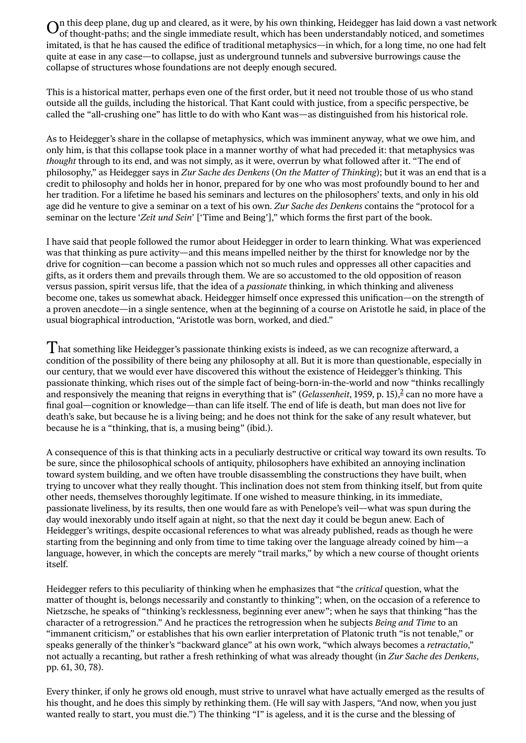On this deep plane, dug up and cleared, as it were, by his own thinking, Heidegger has laid down a vast network of thought-paths; and the single immediate result, which has been understandably noticed, and sometimes imitated, is that he has caused the edifice of traditional metaphysics—in which, for a long time, no one had felt quite at ease in any case—to collapse, just as underground tunnels and subversive burrowings cause the collapse of structures whose foundations are not deeply enough secured.

This is a historical matter, perhaps even one of the first order, but it need not trouble those of us who stand outside all the guilds, including the historical. That Kant could with justice, from a specific perspective, be called the "all-crushing one" has little to do with who Kant was—as distinguished from his historical role.

As to Heidegger's share in the collapse of metaphysics, which was imminent anyway, what we owe him, and only him, is that this collapse took place in a manner worthy of what had preceded it: that metaphysics was *thought* through to its end, and was not simply, as it were, overrun by what followed after it. "The end of philosophy," as Heidegger says in *Zur Sache des Denkens* (*On the Matter of Thinking*); but it was an end that is a credit to philosophy and holds her in honor, prepared for by one who was most profoundly bound to her and her tradition. For a lifetime he based his seminars and lectures on the philosophers' texts, and only in his old age did he venture to give a seminar on a text of his own. *Zur Sache des Denkens* contains the "protocol for a seminar on the lecture '*Zeit und Sein*' ['Time and Being']," which forms the first part of the book.

I have said that people followed the rumor about Heidegger in order to learn thinking. What was experienced was that thinking as pure activity—and this means impelled neither by the thirst for knowledge nor by the drive for cognition—can become a passion which not so much rules and oppresses all other capacities and gifts, as it orders them and prevails through them. We are so accustomed to the old opposition of reason versus passion, spirit versus life, that the idea of a *passionate* thinking, in which thinking and aliveness become one, takes us somewhat aback. Heidegger himself once expressed this unification—on the strength of a proven anecdote—in a single sentence, when at the beginning of a course on Aristotle he said, in place of the usual biographical introduction, "Aristotle was born, worked, and died."

That something like Heidegger's passionate thinking exists is indeed, as we can recognize afterward, a condition of the possibility of there being any philosophy at all. But it is more than questionable, especially in our century, that we would ever have discovered this without the existence of Heidegger's thinking. This passionate thinking, which rises out of the simple fact of being-born-in-the-world and now "thinks recallingly and responsively the meaning that reigns in everything that is" (*Gelassenheit*, 1959, p. 15),[2] can no more have a final goal—cognition or knowledge—than can life itself. The end of life is death, but man does not live for death's sake, but because he is a living being; and he does not think for the sake of any result whatever, but because he is a "thinking, that is, a musing being" (ibid.).

A consequence of this is that thinking acts in a peculiarly destructive or critical way toward its own results. To be sure, since the philosophical schools of antiquity, philosophers have exhibited an annoying inclination toward system building, and we often have trouble disassembling the constructions they have built, when trying to uncover what they really thought. This inclination does not stem from thinking itself, but from quite other needs, themselves thoroughly legitimate. If one wished to measure thinking, in its immediate, passionate liveliness, by its results, then one would fare as with Penelope's veil—what was spun during the day would inexorably undo itself again at night, so that the next day it could be begun anew. Each of Heidegger's writings, despite occasional references to what was already published, reads as though he were starting from the beginning and only from time to time taking over the language already coined by him—a language, however, in which the concepts are merely "trail marks," by which a new course of thought orients itself.

Heidegger refers to this peculiarity of thinking when he emphasizes that "the *critical* question, what the matter of thought is, belongs necessarily and constantly to thinking"; when, on the occasion of a reference to Nietzsche, he speaks of "thinking's recklessness, beginning ever anew"; when he says that thinking "has the character of a retrogression." And he practices the retrogression when he subjects *Being and Time* to an "immanent criticism," or establishes that his own earlier interpretation of Platonic truth "is not tenable," or speaks generally of the thinker's "backward glance" at his own work, "which always becomes a *retractatio*," not actually a recanting, but rather a fresh rethinking of what was already thought (in *Zur Sache des Denkens*, pp. 61, 30, 78).

Every thinker, if only he grows old enough, must strive to unravel what have actually emerged as the results of his thought, and he does this simply by rethinking them. (He will say with Jaspers, "And now, when you just wanted really to start, you must die.") The thinking "I" is ageless, and it is the curse and the blessing of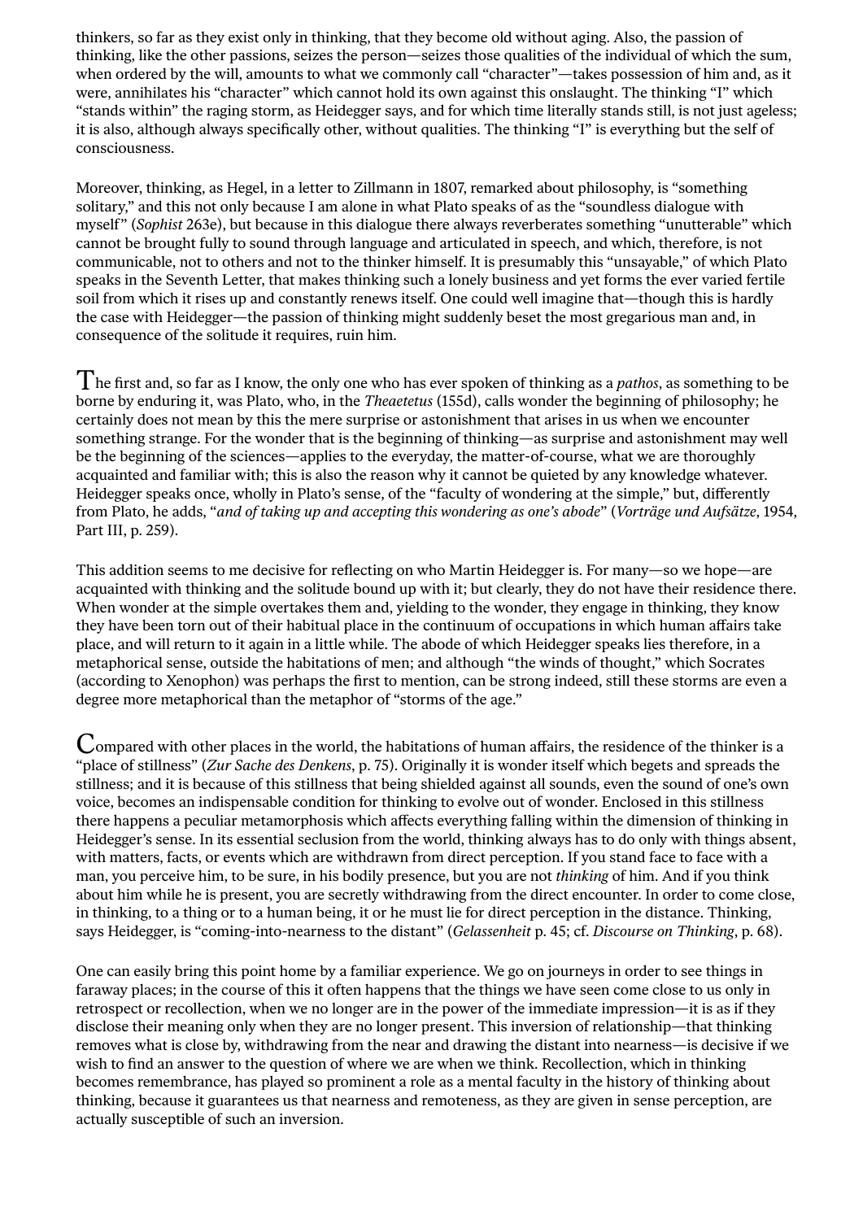thinkers, so far as they exist only in thinking, that they become old without aging. Also, the passion of thinking, like the other passions, seizes the person—seizes those qualities of the individual of which the sum, when ordered by the will, amounts to what we commonly call "character"—takes possession of him and, as it were, annihilates his "character" which cannot hold its own against this onslaught. The thinking "I" which "stands within" the raging storm, as Heidegger says, and for which time literally stands still, is not just ageless; it is also, although always specifically other, without qualities. The thinking "I" is everything but the self of consciousness.

Moreover, thinking, as Hegel, in a letter to Zillmann in 1807, remarked about philosophy, is "something solitary," and this not only because I am alone in what Plato speaks of as the "soundless dialogue with myself" (*Sophist* 263e), but because in this dialogue there always reverberates something "unutterable" which cannot be brought fully to sound through language and articulated in speech, and which, therefore, is not communicable, not to others and not to the thinker himself. It is presumably this "unsayable," of which Plato speaks in the Seventh Letter, that makes thinking such a lonely business and yet forms the ever varied fertile soil from which it rises up and constantly renews itself. One could well imagine that—though this is hardly the case with Heidegger—the passion of thinking might suddenly beset the most gregarious man and, in consequence of the solitude it requires, ruin him.

The first and, so far as I know, the only one who has ever spoken of thinking as a *pathos*, as something to be borne by enduring it, was Plato, who, in the *Theaetetus* (155d), calls wonder the beginning of philosophy; he certainly does not mean by this the mere surprise or astonishment that arises in us when we encounter something strange. For the wonder that is the beginning of thinking—as surprise and astonishment may well be the beginning of the sciences—applies to the everyday, the matter-of-course, what we are thoroughly acquainted and familiar with; this is also the reason why it cannot be quieted by any knowledge whatever. Heidegger speaks once, wholly in Plato's sense, of the "faculty of wondering at the simple," but, differently from Plato, he adds, "*and of taking up and accepting this wondering as one's abode*" (*Vorträge und Aufsätze*, 1954, Part III, p. 259).

This addition seems to me decisive for reflecting on who Martin Heidegger is. For many—so we hope—are acquainted with thinking and the solitude bound up with it; but clearly, they do not have their residence there. When wonder at the simple overtakes them and, yielding to the wonder, they engage in thinking, they know they have been torn out of their habitual place in the continuum of occupations in which human affairs take place, and will return to it again in a little while. The abode of which Heidegger speaks lies therefore, in a metaphorical sense, outside the habitations of men; and although "the winds of thought," which Socrates (according to Xenophon) was perhaps the first to mention, can be strong indeed, still these storms are even a degree more metaphorical than the metaphor of "storms of the age."

Compared with other places in the world, the habitations of human affairs, the residence of the thinker is a "place of stillness" (*Zur Sache des Denkens*, p. 75). Originally it is wonder itself which begets and spreads the stillness; and it is because of this stillness that being shielded against all sounds, even the sound of one's own voice, becomes an indispensable condition for thinking to evolve out of wonder. Enclosed in this stillness there happens a peculiar metamorphosis which affects everything falling within the dimension of thinking in Heidegger's sense. In its essential seclusion from the world, thinking always has to do only with things absent, with matters, facts, or events which are withdrawn from direct perception. If you stand face to face with a man, you perceive him, to be sure, in his bodily presence, but you are not *thinking* of him. And if you think about him while he is present, you are secretly withdrawing from the direct encounter. In order to come close, in thinking, to a thing or to a human being, it or he must lie for direct perception in the distance. Thinking, says Heidegger, is "coming-into-nearness to the distant" (*Gelassenheit* p. 45; cf. *Discourse on Thinking*, p. 68).

One can easily bring this point home by a familiar experience. We go on journeys in order to see things in faraway places; in the course of this it often happens that the things we have seen come close to us only in retrospect or recollection, when we no longer are in the power of the immediate impression—it is as if they disclose their meaning only when they are no longer present. This inversion of relationship—that thinking removes what is close by, withdrawing from the near and drawing the distant into nearness—is decisive if we wish to find an answer to the question of where we are when we think. Recollection, which in thinking becomes remembrance, has played so prominent a role as a mental faculty in the history of thinking about thinking, because it guarantees us that nearness and remoteness, as they are given in sense perception, are actually susceptible of such an inversion.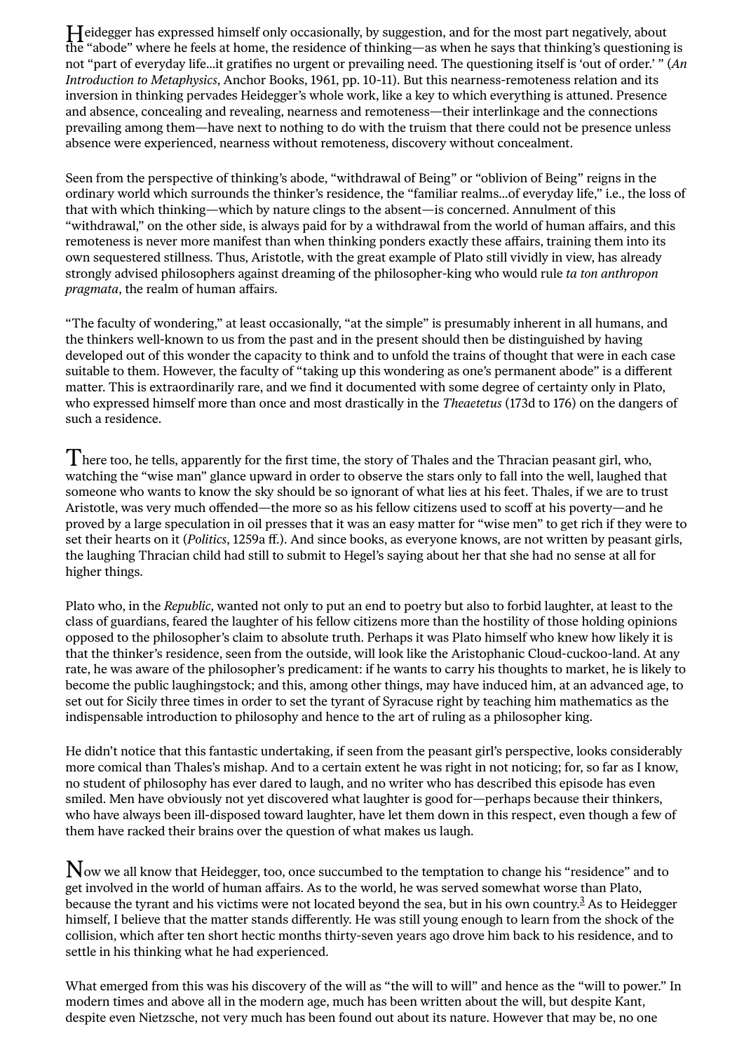Heidegger has expressed himself only occasionally, by suggestion, and for the most part negatively, about the "abode" where he feels at home, the residence of thinking—as when he says that thinking's questioning is not "part of everyday life…it gratifies no urgent or prevailing need. The questioning itself is 'out of order.' " (*An Introduction to Metaphysics*, Anchor Books, 1961, pp. 10-11). But this nearness-remoteness relation and its inversion in thinking pervades Heidegger's whole work, like a key to which everything is attuned. Presence and absence, concealing and revealing, nearness and remoteness—their interlinkage and the connections prevailing among them—have next to nothing to do with the truism that there could not be presence unless absence were experienced, nearness without remoteness, discovery without concealment.

Seen from the perspective of thinking's abode, "withdrawal of Being" or "oblivion of Being" reigns in the ordinary world which surrounds the thinker's residence, the "familiar realms…of everyday life," i.e., the loss of that with which thinking—which by nature clings to the absent—is concerned. Annulment of this "withdrawal," on the other side, is always paid for by a withdrawal from the world of human affairs, and this remoteness is never more manifest than when thinking ponders exactly these affairs, training them into its own sequestered stillness. Thus, Aristotle, with the great example of Plato still vividly in view, has already strongly advised philosophers against dreaming of the philosopher-king who would rule *ta ton anthropon pragmata*, the realm of human affairs.

"The faculty of wondering," at least occasionally, "at the simple" is presumably inherent in all humans, and the thinkers well-known to us from the past and in the present should then be distinguished by having developed out of this wonder the capacity to think and to unfold the trains of thought that were in each case suitable to them. However, the faculty of "taking up this wondering as one's permanent abode" is a different matter. This is extraordinarily rare, and we find it documented with some degree of certainty only in Plato, who expressed himself more than once and most drastically in the *Theaetetus* (173d to 176) on the dangers of such a residence.

There too, he tells, apparently for the first time, the story of Thales and the Thracian peasant girl, who, watching the "wise man" glance upward in order to observe the stars only to fall into the well, laughed that someone who wants to know the sky should be so ignorant of what lies at his feet. Thales, if we are to trust Aristotle, was very much offended—the more so as his fellow citizens used to scoff at his poverty—and he proved by a large speculation in oil presses that it was an easy matter for "wise men" to get rich if they were to set their hearts on it (*Politics*, 1259a ff.). And since books, as everyone knows, are not written by peasant girls, the laughing Thracian child had still to submit to Hegel's saying about her that she had no sense at all for higher things.

Plato who, in the *Republic*, wanted not only to put an end to poetry but also to forbid laughter, at least to the class of guardians, feared the laughter of his fellow citizens more than the hostility of those holding opinions opposed to the philosopher's claim to absolute truth. Perhaps it was Plato himself who knew how likely it is that the thinker's residence, seen from the outside, will look like the Aristophanic Cloud-cuckoo-land. At any rate, he was aware of the philosopher's predicament: if he wants to carry his thoughts to market, he is likely to become the public laughingstock; and this, among other things, may have induced him, at an advanced age, to set out for Sicily three times in order to set the tyrant of Syracuse right by teaching him mathematics as the indispensable introduction to philosophy and hence to the art of ruling as a philosopher king.

He didn't notice that this fantastic undertaking, if seen from the peasant girl's perspective, looks considerably more comical than Thales's mishap. And to a certain extent he was right in not noticing; for, so far as I know, no student of philosophy has ever dared to laugh, and no writer who has described this episode has even smiled. Men have obviously not yet discovered what laughter is good for—perhaps because their thinkers, who have always been ill-disposed toward laughter, have let them down in this respect, even though a few of them have racked their brains over the question of what makes us laugh.

Now we all know that Heidegger, too, once succumbed to the temptation to change his "residence" and to get involved in the world of human affairs. As to the world, he was served somewhat worse than Plato, because the tyrant and his victims were not located beyond the sea, but in his own country.[3] As to Heidegger himself, I believe that the matter stands differently. He was still young enough to learn from the shock of the collision, which after ten short hectic months thirty-seven years ago drove him back to his residence, and to settle in his thinking what he had experienced.

What emerged from this was his discovery of the will as "the will to will" and hence as the "will to power." In modern times and above all in the modern age, much has been written about the will, but despite Kant, despite even Nietzsche, not very much has been found out about its nature. However that may be, no one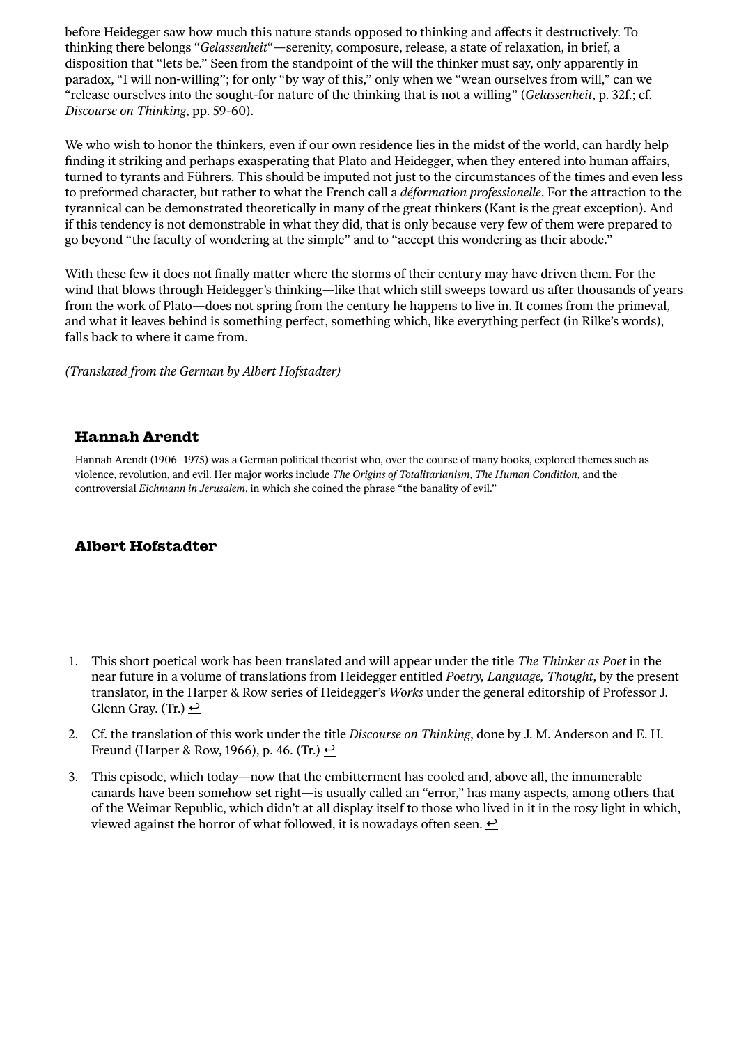before Heidegger saw how much this nature stands opposed to thinking and affects it destructively. To thinking there belongs "*Gelassenheit*"—serenity, composure, release, a state of relaxation, in brief, a disposition that "lets be." Seen from the standpoint of the will the thinker must say, only apparently in paradox, "I will non-willing"; for only "by way of this," only when we "wean ourselves from will," can we "release ourselves into the sought-for nature of the thinking that is not a willing" (*Gelassenheit*, p. 32f.; cf. *Discourse on Thinking*, pp. 59-60).

We who wish to honor the thinkers, even if our own residence lies in the midst of the world, can hardly help finding it striking and perhaps exasperating that Plato and Heidegger, when they entered into human affairs, turned to tyrants and Führers. This should be imputed not just to the circumstances of the times and even less to preformed character, but rather to what the French call a *déformation professionelle*. For the attraction to the tyrannical can be demonstrated theoretically in many of the great thinkers (Kant is the great exception). And if this tendency is not demonstrable in what they did, that is only because very few of them were prepared to go beyond "the faculty of wondering at the simple" and to "accept this wondering as their abode."

With these few it does not finally matter where the storms of their century may have driven them. For the wind that blows through Heidegger's thinking—like that which still sweeps toward us after thousands of years from the work of Plato—does not spring from the century he happens to live in. It comes from the primeval, and what it leaves behind is something perfect, something which, like everything perfect (in Rilke's words), falls back to where it came from.

*(Translated from the German by Albert Hofstadter)*

## Hannah Arendt

Hannah Arendt (1906–1975) was a German political theorist who, over the course of many books, explored themes such as violence, revolution, and evil. Her major works include *The Origins of Totalitarianism*, *The Human Condition*, and the controversial *Eichmann in Jerusalem*, in which she coined the phrase "the banality of evil."

## Albert Hofstadter

1. This short poetical work has been translated and will appear under the title *The Thinker as Poet* in the near future in a volume of translations from Heidegger entitled *Poetry, Language, Thought*, by the present translator, in the Harper & Row series of Heidegger's *Works* under the general editorship of Professor J. Glenn Gray. (Tr.) ↩
2. Cf. the translation of this work under the title *Discourse on Thinking*, done by J. M. Anderson and E. H. Freund (Harper & Row, 1966), p. 46. (Tr.) ↩
3. This episode, which today—now that the embitterment has cooled and, above all, the innumerable canards have been somehow set right—is usually called an "error," has many aspects, among others that of the Weimar Republic, which didn't at all display itself to those who lived in it in the rosy light in which, viewed against the horror of what followed, it is nowadays often seen. ↩